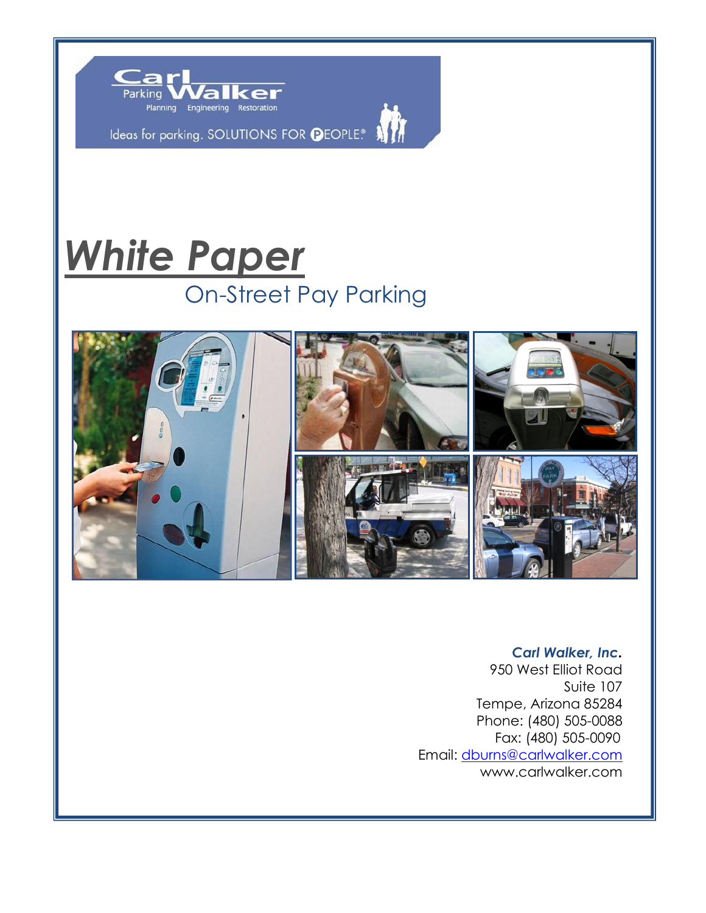Carl Walker

Parking Planning Engineering Restoration

Ideas for parking. SOLUTIONS FOR PEOPLE®

# *White Paper*

## On-Street Pay Parking

***Carl Walker, Inc.***
950 West Elliot Road
Suite 107
Tempe, Arizona 85284
Phone: (480) 505-0088
Fax: (480) 505-0090
Email: dburns@carlwalker.com
www.carlwalker.com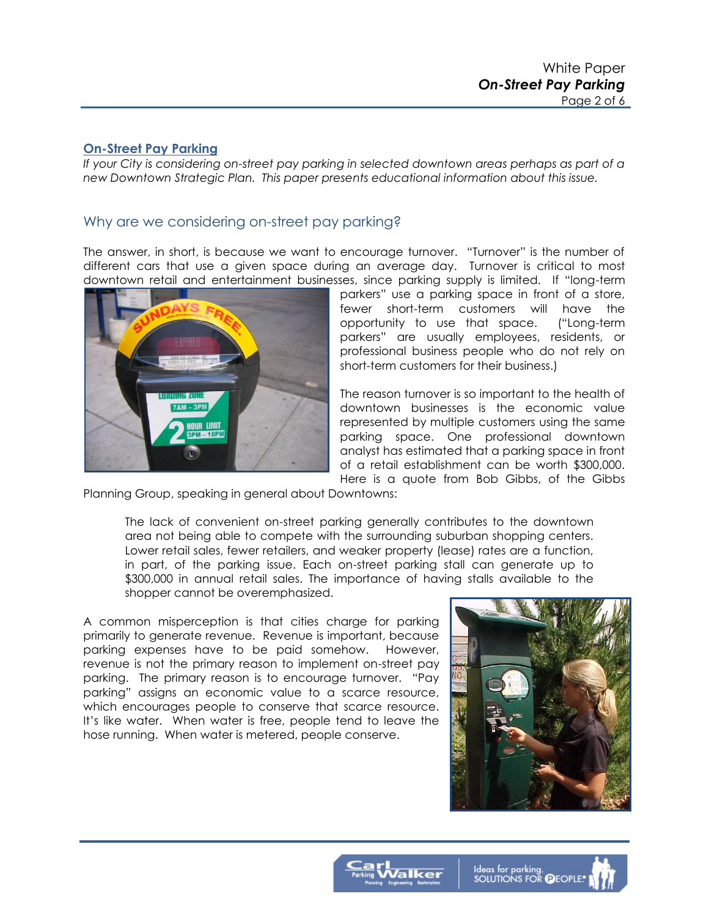## On-Street Pay Parking

*If your City is considering on-street pay parking in selected downtown areas perhaps as part of a new Downtown Strategic Plan. This paper presents educational information about this issue.*

### Why are we considering on-street pay parking?

The answer, in short, is because we want to encourage turnover. "Turnover" is the number of different cars that use a given space during an average day. Turnover is critical to most downtown retail and entertainment businesses, since parking supply is limited. If "long-term parkers" use a parking space in front of a store, fewer short-term customers will have the opportunity to use that space. ("Long-term parkers" are usually employees, residents, or professional business people who do not rely on short-term customers for their business.)

The reason turnover is so important to the health of downtown businesses is the economic value represented by multiple customers using the same parking space. One professional downtown analyst has estimated that a parking space in front of a retail establishment can be worth $300,000. Here is a quote from Bob Gibbs, of the Gibbs Planning Group, speaking in general about Downtowns:

> The lack of convenient on-street parking generally contributes to the downtown area not being able to compete with the surrounding suburban shopping centers. Lower retail sales, fewer retailers, and weaker property (lease) rates are a function, in part, of the parking issue. Each on-street parking stall can generate up to $300,000 in annual retail sales. The importance of having stalls available to the shopper cannot be overemphasized.

A common misperception is that cities charge for parking primarily to generate revenue. Revenue is important, because parking expenses have to be paid somehow. However, revenue is not the primary reason to implement on-street pay parking. The primary reason is to encourage turnover. "Pay parking" assigns an economic value to a scarce resource, which encourages people to conserve that scarce resource. It's like water. When water is free, people tend to leave the hose running. When water is metered, people conserve.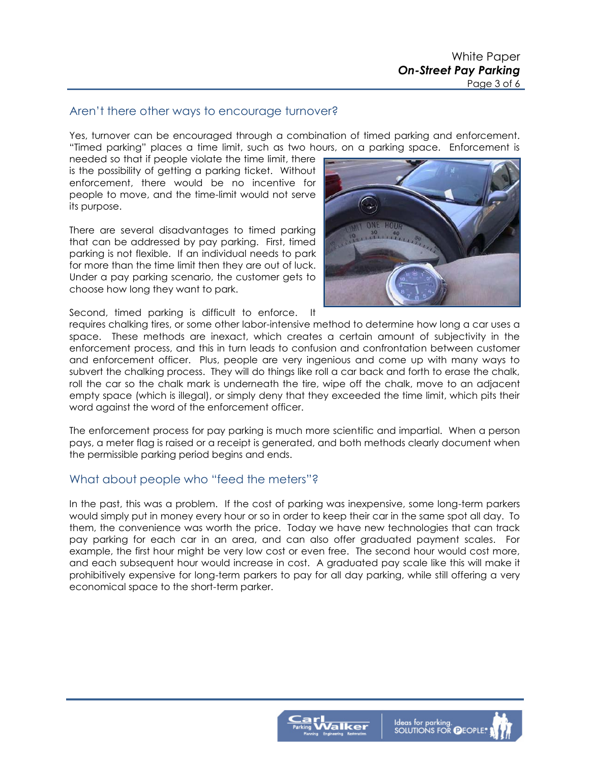## Aren't there other ways to encourage turnover?

Yes, turnover can be encouraged through a combination of timed parking and enforcement. "Timed parking" places a time limit, such as two hours, on a parking space. Enforcement is needed so that if people violate the time limit, there is the possibility of getting a parking ticket. Without enforcement, there would be no incentive for people to move, and the time-limit would not serve its purpose.

There are several disadvantages to timed parking that can be addressed by pay parking. First, timed parking is not flexible. If an individual needs to park for more than the time limit then they are out of luck. Under a pay parking scenario, the customer gets to choose how long they want to park.

Second, timed parking is difficult to enforce. It requires chalking tires, or some other labor-intensive method to determine how long a car uses a space. These methods are inexact, which creates a certain amount of subjectivity in the enforcement process, and this in turn leads to confusion and confrontation between customer and enforcement officer. Plus, people are very ingenious and come up with many ways to subvert the chalking process. They will do things like roll a car back and forth to erase the chalk, roll the car so the chalk mark is underneath the tire, wipe off the chalk, move to an adjacent empty space (which is illegal), or simply deny that they exceeded the time limit, which pits their word against the word of the enforcement officer.

The enforcement process for pay parking is much more scientific and impartial. When a person pays, a meter flag is raised or a receipt is generated, and both methods clearly document when the permissible parking period begins and ends.

## What about people who "feed the meters"?

In the past, this was a problem. If the cost of parking was inexpensive, some long-term parkers would simply put in money every hour or so in order to keep their car in the same spot all day. To them, the convenience was worth the price. Today we have new technologies that can track pay parking for each car in an area, and can also offer graduated payment scales. For example, the first hour might be very low cost or even free. The second hour would cost more, and each subsequent hour would increase in cost. A graduated pay scale like this will make it prohibitively expensive for long-term parkers to pay for all day parking, while still offering a very economical space to the short-term parker.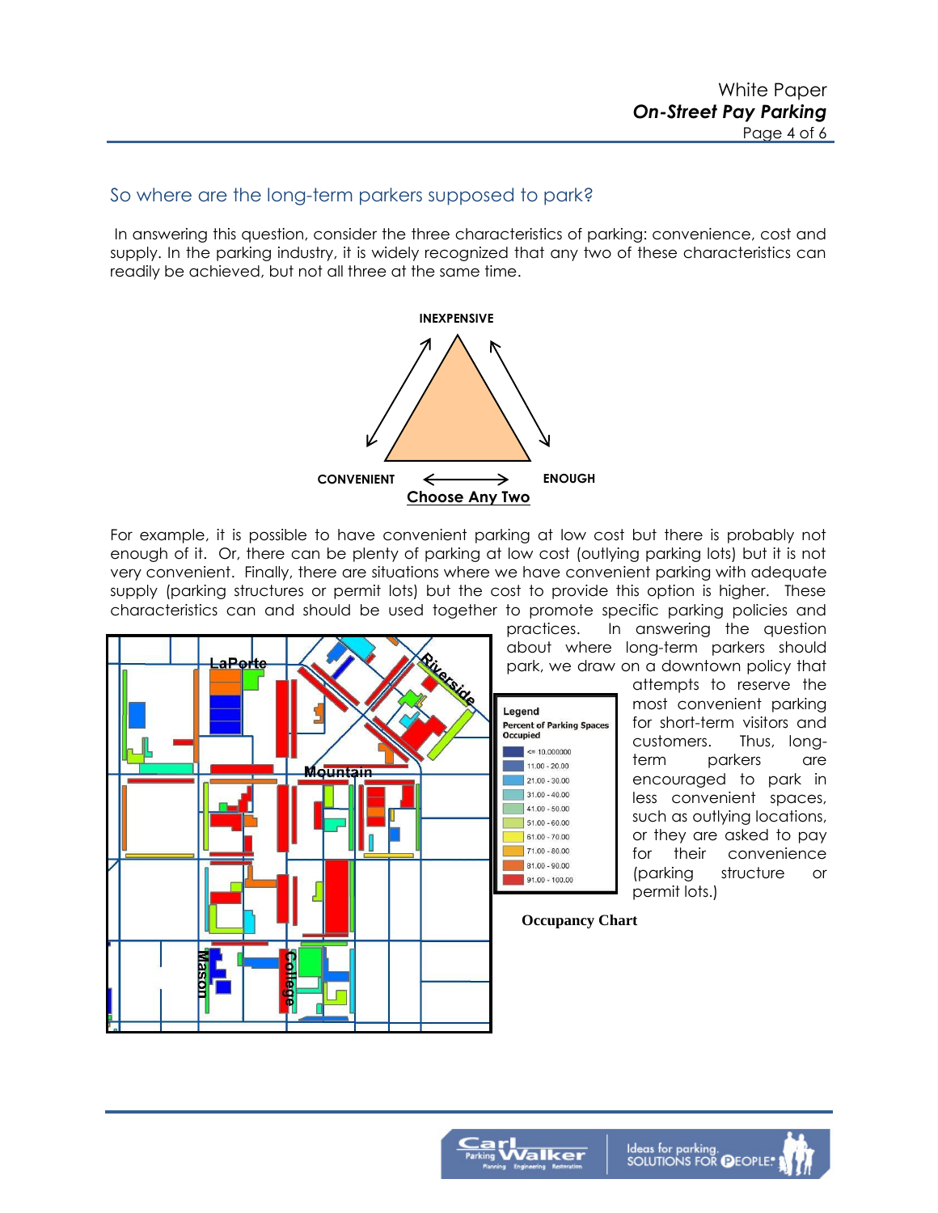## So where are the long-term parkers supposed to park?

In answering this question, consider the three characteristics of parking: convenience, cost and supply. In the parking industry, it is widely recognized that any two of these characteristics can readily be achieved, but not all three at the same time.

INEXPENSIVE

CONVENIENT ENOUGH

**Choose Any Two**

For example, it is possible to have convenient parking at low cost but there is probably not enough of it. Or, there can be plenty of parking at low cost (outlying parking lots) but it is not very convenient. Finally, there are situations where we have convenient parking with adequate supply (parking structures or permit lots) but the cost to provide this option is higher. These characteristics can and should be used together to promote specific parking policies and practices. In answering the question about where long-term parkers should park, we draw on a downtown policy that attempts to reserve the most convenient parking for short-term visitors and customers. Thus, long-term parkers are encouraged to park in less convenient spaces, such as outlying locations, or they are asked to pay for their convenience (parking structure or permit lots.)

Legend
Percent of Parking Spaces Occupied

- <= 10.000000
- 11.00 - 20.00
- 21.00 - 30.00
- 31.00 - 40.00
- 41.00 - 50.00
- 51.00 - 60.00
- 61.00 - 70.00
- 71.00 - 80.00
- 81.00 - 90.00
- 91.00 - 100.00

**Occupancy Chart**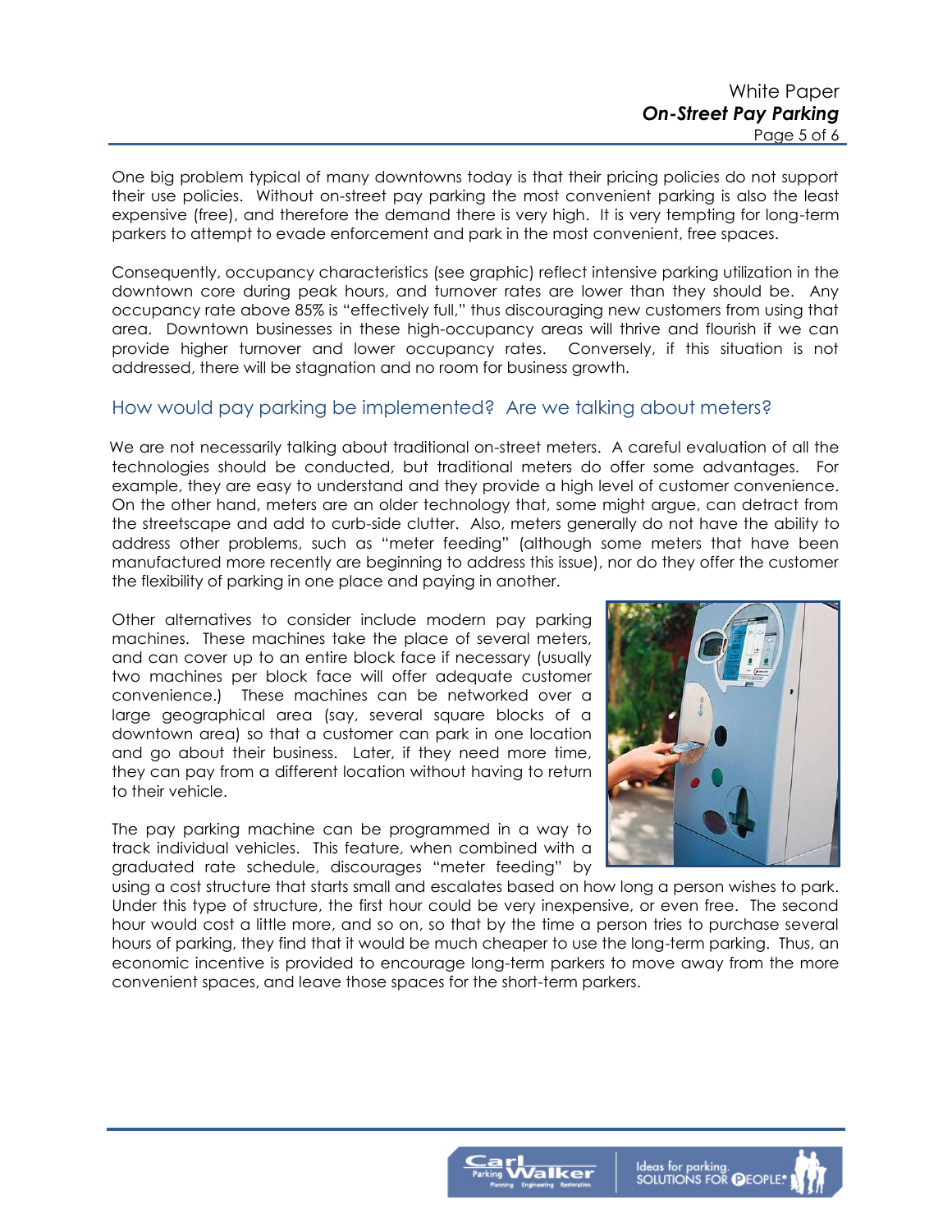One big problem typical of many downtowns today is that their pricing policies do not support their use policies. Without on-street pay parking the most convenient parking is also the least expensive (free), and therefore the demand there is very high. It is very tempting for long-term parkers to attempt to evade enforcement and park in the most convenient, free spaces.

Consequently, occupancy characteristics (see graphic) reflect intensive parking utilization in the downtown core during peak hours, and turnover rates are lower than they should be. Any occupancy rate above 85% is "effectively full," thus discouraging new customers from using that area. Downtown businesses in these high-occupancy areas will thrive and flourish if we can provide higher turnover and lower occupancy rates. Conversely, if this situation is not addressed, there will be stagnation and no room for business growth.

## How would pay parking be implemented? Are we talking about meters?

We are not necessarily talking about traditional on-street meters. A careful evaluation of all the technologies should be conducted, but traditional meters do offer some advantages. For example, they are easy to understand and they provide a high level of customer convenience. On the other hand, meters are an older technology that, some might argue, can detract from the streetscape and add to curb-side clutter. Also, meters generally do not have the ability to address other problems, such as "meter feeding" (although some meters that have been manufactured more recently are beginning to address this issue), nor do they offer the customer the flexibility of parking in one place and paying in another.

Other alternatives to consider include modern pay parking machines. These machines take the place of several meters, and can cover up to an entire block face if necessary (usually two machines per block face will offer adequate customer convenience.) These machines can be networked over a large geographical area (say, several square blocks of a downtown area) so that a customer can park in one location and go about their business. Later, if they need more time, they can pay from a different location without having to return to their vehicle.

The pay parking machine can be programmed in a way to track individual vehicles. This feature, when combined with a graduated rate schedule, discourages "meter feeding" by using a cost structure that starts small and escalates based on how long a person wishes to park. Under this type of structure, the first hour could be very inexpensive, or even free. The second hour would cost a little more, and so on, so that by the time a person tries to purchase several hours of parking, they find that it would be much cheaper to use the long-term parking. Thus, an economic incentive is provided to encourage long-term parkers to move away from the more convenient spaces, and leave those spaces for the short-term parkers.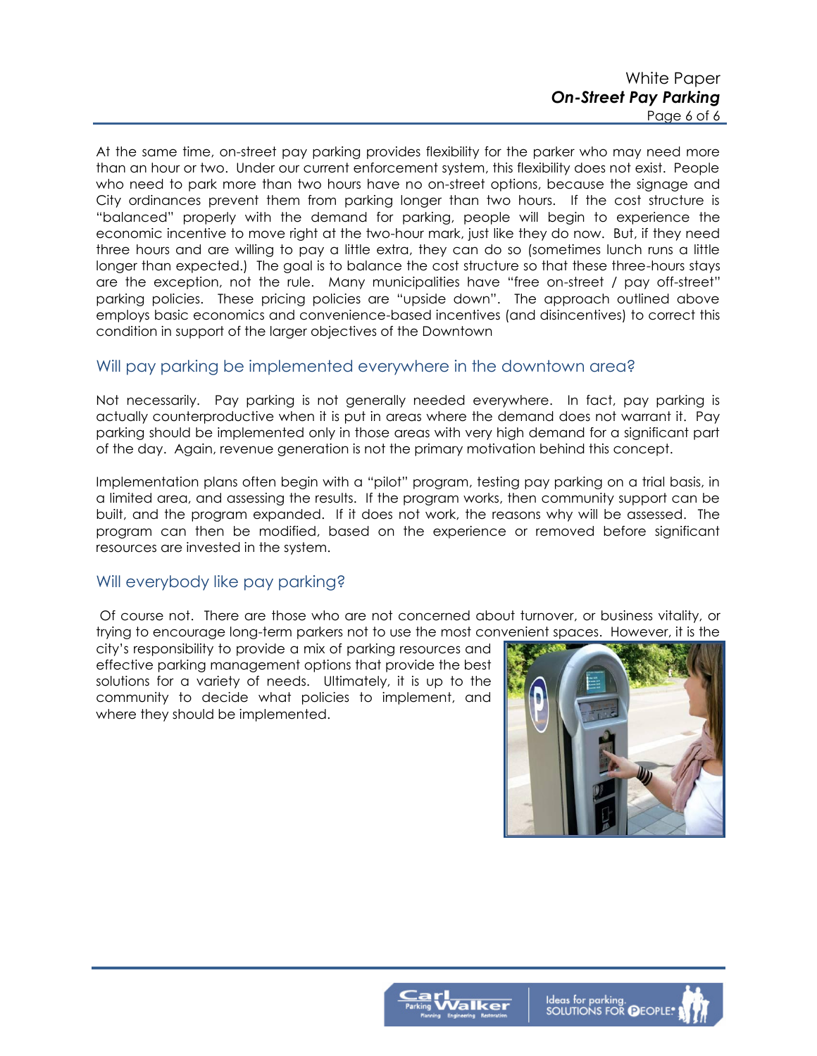At the same time, on-street pay parking provides flexibility for the parker who may need more than an hour or two. Under our current enforcement system, this flexibility does not exist. People who need to park more than two hours have no on-street options, because the signage and City ordinances prevent them from parking longer than two hours. If the cost structure is "balanced" properly with the demand for parking, people will begin to experience the economic incentive to move right at the two-hour mark, just like they do now. But, if they need three hours and are willing to pay a little extra, they can do so (sometimes lunch runs a little longer than expected.) The goal is to balance the cost structure so that these three-hours stays are the exception, not the rule. Many municipalities have "free on-street / pay off-street" parking policies. These pricing policies are "upside down". The approach outlined above employs basic economics and convenience-based incentives (and disincentives) to correct this condition in support of the larger objectives of the Downtown

## Will pay parking be implemented everywhere in the downtown area?

Not necessarily. Pay parking is not generally needed everywhere. In fact, pay parking is actually counterproductive when it is put in areas where the demand does not warrant it. Pay parking should be implemented only in those areas with very high demand for a significant part of the day. Again, revenue generation is not the primary motivation behind this concept.

Implementation plans often begin with a "pilot" program, testing pay parking on a trial basis, in a limited area, and assessing the results. If the program works, then community support can be built, and the program expanded. If it does not work, the reasons why will be assessed. The program can then be modified, based on the experience or removed before significant resources are invested in the system.

## Will everybody like pay parking?

Of course not. There are those who are not concerned about turnover, or business vitality, or trying to encourage long-term parkers not to use the most convenient spaces. However, it is the city's responsibility to provide a mix of parking resources and effective parking management options that provide the best solutions for a variety of needs. Ultimately, it is up to the community to decide what policies to implement, and where they should be implemented.